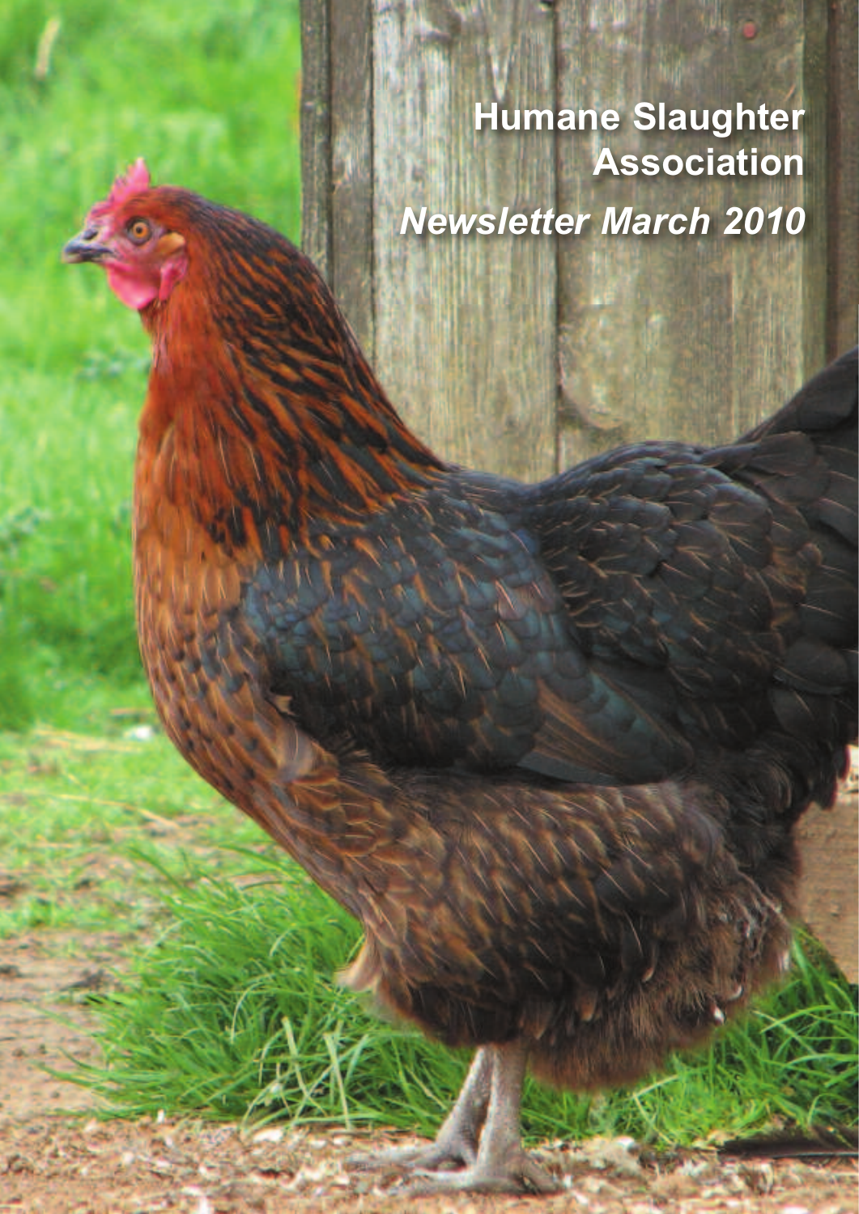# Humane Slaughter Association

*Newsletter March 2010*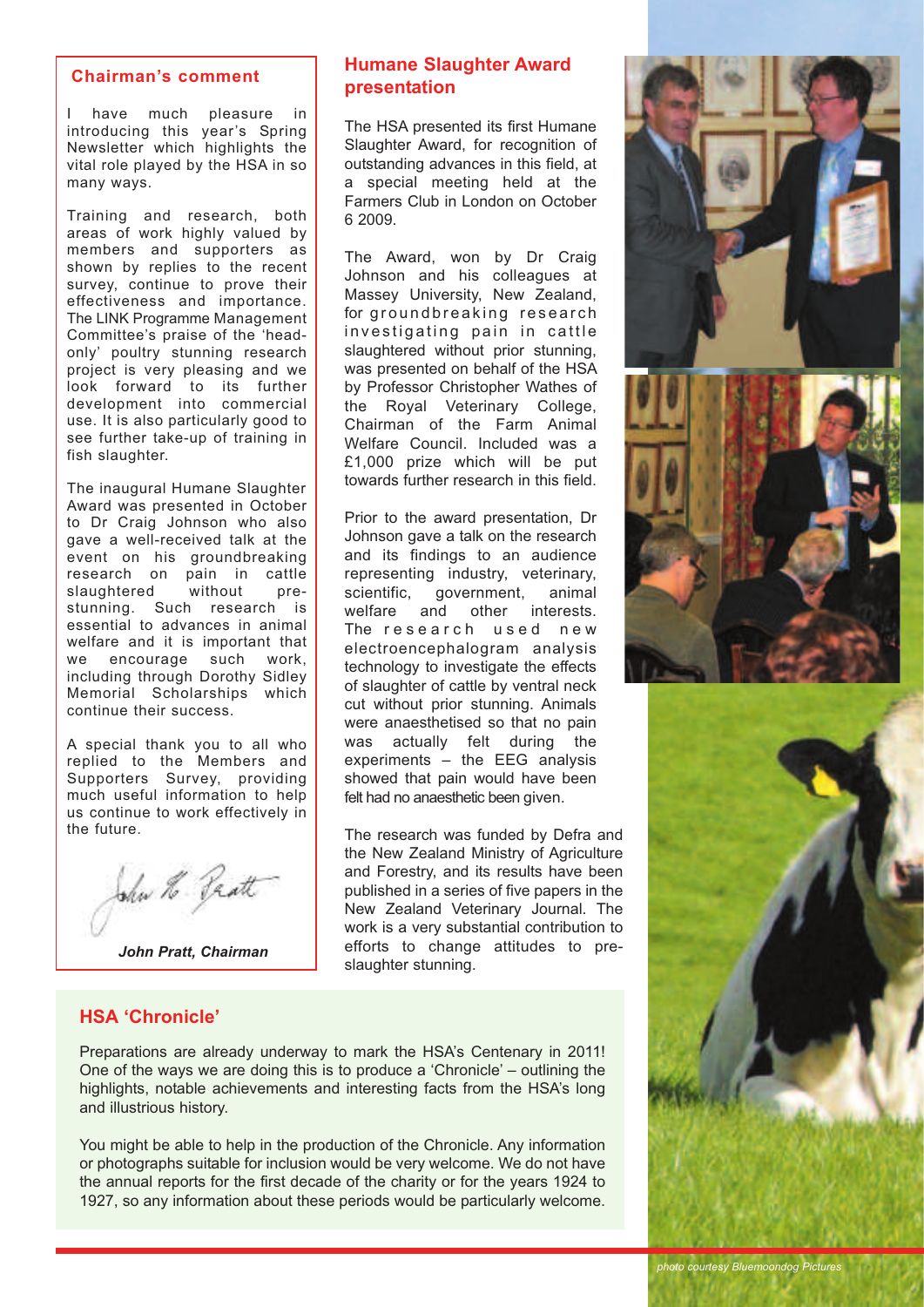## Chairman's comment

I have much pleasure in introducing this year's Spring Newsletter which highlights the vital role played by the HSA in so many ways.

Training and research, both areas of work highly valued by members and supporters as shown by replies to the recent survey, continue to prove their effectiveness and importance. The LINK Programme Management Committee's praise of the 'head-only' poultry stunning research project is very pleasing and we look forward to its further development into commercial use. It is also particularly good to see further take-up of training in fish slaughter.

The inaugural Humane Slaughter Award was presented in October to Dr Craig Johnson who also gave a well-received talk at the event on his groundbreaking research on pain in cattle slaughtered without pre-stunning. Such research is essential to advances in animal welfare and it is important that we encourage such work, including through Dorothy Sidley Memorial Scholarships which continue their success.

A special thank you to all who replied to the Members and Supporters Survey, providing much useful information to help us continue to work effectively in the future.

*John Pratt, Chairman*

## Humane Slaughter Award presentation

The HSA presented its first Humane Slaughter Award, for recognition of outstanding advances in this field, at a special meeting held at the Farmers Club in London on October 6 2009.

The Award, won by Dr Craig Johnson and his colleagues at Massey University, New Zealand, for groundbreaking research investigating pain in cattle slaughtered without prior stunning, was presented on behalf of the HSA by Professor Christopher Wathes of the Royal Veterinary College, Chairman of the Farm Animal Welfare Council. Included was a £1,000 prize which will be put towards further research in this field.

Prior to the award presentation, Dr Johnson gave a talk on the research and its findings to an audience representing industry, veterinary, scientific, government, animal welfare and other interests. The research used new electroencephalogram analysis technology to investigate the effects of slaughter of cattle by ventral neck cut without prior stunning. Animals were anaesthetised so that no pain was actually felt during the experiments – the EEG analysis showed that pain would have been felt had no anaesthetic been given.

The research was funded by Defra and the New Zealand Ministry of Agriculture and Forestry, and its results have been published in a series of five papers in the New Zealand Veterinary Journal. The work is a very substantial contribution to efforts to change attitudes to pre-slaughter stunning.

## HSA 'Chronicle'

Preparations are already underway to mark the HSA's Centenary in 2011! One of the ways we are doing this is to produce a 'Chronicle' – outlining the highlights, notable achievements and interesting facts from the HSA's long and illustrious history.

You might be able to help in the production of the Chronicle. Any information or photographs suitable for inclusion would be very welcome. We do not have the annual reports for the first decade of the charity or for the years 1924 to 1927, so any information about these periods would be particularly welcome.

*photo courtesy Bluemoondog Pictures*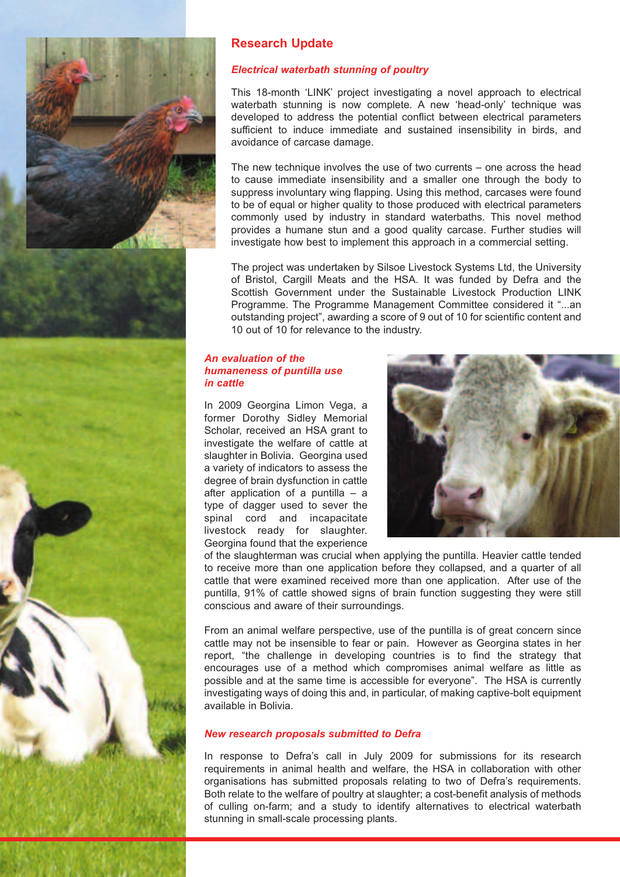## Research Update

### *Electrical waterbath stunning of poultry*

This 18-month 'LINK' project investigating a novel approach to electrical waterbath stunning is now complete. A new 'head-only' technique was developed to address the potential conflict between electrical parameters sufficient to induce immediate and sustained insensibility in birds, and avoidance of carcase damage.

The new technique involves the use of two currents – one across the head to cause immediate insensibility and a smaller one through the body to suppress involuntary wing flapping. Using this method, carcases were found to be of equal or higher quality to those produced with electrical parameters commonly used by industry in standard waterbaths. This novel method provides a humane stun and a good quality carcase. Further studies will investigate how best to implement this approach in a commercial setting.

The project was undertaken by Silsoe Livestock Systems Ltd, the University of Bristol, Cargill Meats and the HSA. It was funded by Defra and the Scottish Government under the Sustainable Livestock Production LINK Programme. The Programme Management Committee considered it "...an outstanding project", awarding a score of 9 out of 10 for scientific content and 10 out of 10 for relevance to the industry.

### *An evaluation of the humaneness of puntilla use in cattle*

In 2009 Georgina Limon Vega, a former Dorothy Sidley Memorial Scholar, received an HSA grant to investigate the welfare of cattle at slaughter in Bolivia. Georgina used a variety of indicators to assess the degree of brain dysfunction in cattle after application of a puntilla – a type of dagger used to sever the spinal cord and incapacitate livestock ready for slaughter. Georgina found that the experience of the slaughterman was crucial when applying the puntilla. Heavier cattle tended to receive more than one application before they collapsed, and a quarter of all cattle that were examined received more than one application. After use of the puntilla, 91% of cattle showed signs of brain function suggesting they were still conscious and aware of their surroundings.

From an animal welfare perspective, use of the puntilla is of great concern since cattle may not be insensible to fear or pain. However as Georgina states in her report, "the challenge in developing countries is to find the strategy that encourages use of a method which compromises animal welfare as little as possible and at the same time is accessible for everyone". The HSA is currently investigating ways of doing this and, in particular, of making captive-bolt equipment available in Bolivia.

### *New research proposals submitted to Defra*

In response to Defra's call in July 2009 for submissions for its research requirements in animal health and welfare, the HSA in collaboration with other organisations has submitted proposals relating to two of Defra's requirements. Both relate to the welfare of poultry at slaughter; a cost-benefit analysis of methods of culling on-farm; and a study to identify alternatives to electrical waterbath stunning in small-scale processing plants.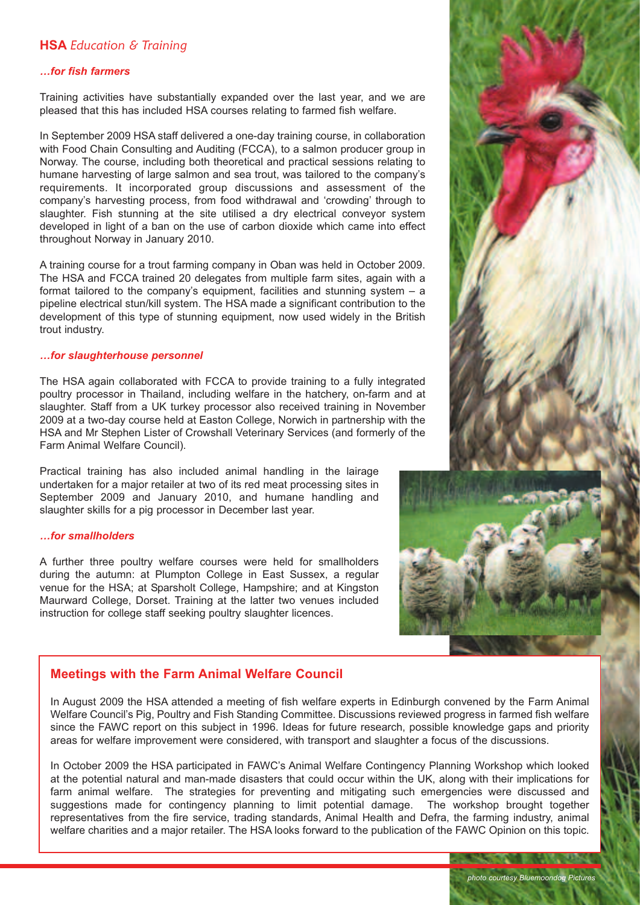## **HSA** *Education & Training*

***…for fish farmers***

Training activities have substantially expanded over the last year, and we are pleased that this has included HSA courses relating to farmed fish welfare.

In September 2009 HSA staff delivered a one-day training course, in collaboration with Food Chain Consulting and Auditing (FCCA), to a salmon producer group in Norway. The course, including both theoretical and practical sessions relating to humane harvesting of large salmon and sea trout, was tailored to the company's requirements. It incorporated group discussions and assessment of the company's harvesting process, from food withdrawal and 'crowding' through to slaughter. Fish stunning at the site utilised a dry electrical conveyor system developed in light of a ban on the use of carbon dioxide which came into effect throughout Norway in January 2010.

A training course for a trout farming company in Oban was held in October 2009. The HSA and FCCA trained 20 delegates from multiple farm sites, again with a format tailored to the company's equipment, facilities and stunning system – a pipeline electrical stun/kill system. The HSA made a significant contribution to the development of this type of stunning equipment, now used widely in the British trout industry.

***…for slaughterhouse personnel***

The HSA again collaborated with FCCA to provide training to a fully integrated poultry processor in Thailand, including welfare in the hatchery, on-farm and at slaughter. Staff from a UK turkey processor also received training in November 2009 at a two-day course held at Easton College, Norwich in partnership with the HSA and Mr Stephen Lister of Crowshall Veterinary Services (and formerly of the Farm Animal Welfare Council).

Practical training has also included animal handling in the lairage undertaken for a major retailer at two of its red meat processing sites in September 2009 and January 2010, and humane handling and slaughter skills for a pig processor in December last year.

***…for smallholders***

A further three poultry welfare courses were held for smallholders during the autumn: at Plumpton College in East Sussex, a regular venue for the HSA; at Sparsholt College, Hampshire; and at Kingston Maurward College, Dorset. Training at the latter two venues included instruction for college staff seeking poultry slaughter licences.

### **Meetings with the Farm Animal Welfare Council**

In August 2009 the HSA attended a meeting of fish welfare experts in Edinburgh convened by the Farm Animal Welfare Council's Pig, Poultry and Fish Standing Committee. Discussions reviewed progress in farmed fish welfare since the FAWC report on this subject in 1996. Ideas for future research, possible knowledge gaps and priority areas for welfare improvement were considered, with transport and slaughter a focus of the discussions.

In October 2009 the HSA participated in FAWC's Animal Welfare Contingency Planning Workshop which looked at the potential natural and man-made disasters that could occur within the UK, along with their implications for farm animal welfare. The strategies for preventing and mitigating such emergencies were discussed and suggestions made for contingency planning to limit potential damage. The workshop brought together representatives from the fire service, trading standards, Animal Health and Defra, the farming industry, animal welfare charities and a major retailer. The HSA looks forward to the publication of the FAWC Opinion on this topic.

*photo courtesy Bluemoondog Pictures*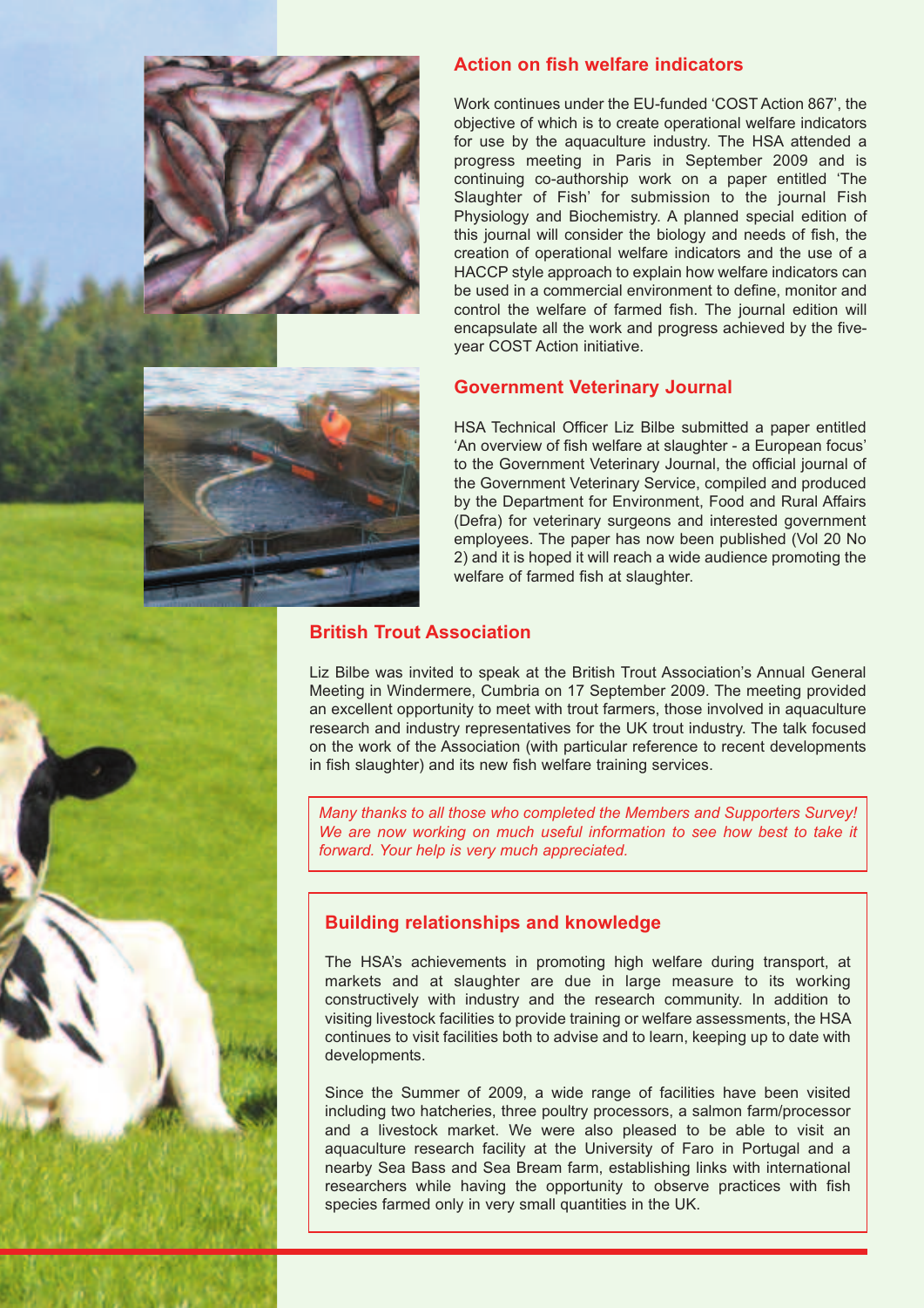## Action on fish welfare indicators

Work continues under the EU-funded 'COST Action 867', the objective of which is to create operational welfare indicators for use by the aquaculture industry. The HSA attended a progress meeting in Paris in September 2009 and is continuing co-authorship work on a paper entitled 'The Slaughter of Fish' for submission to the journal Fish Physiology and Biochemistry. A planned special edition of this journal will consider the biology and needs of fish, the creation of operational welfare indicators and the use of a HACCP style approach to explain how welfare indicators can be used in a commercial environment to define, monitor and control the welfare of farmed fish. The journal edition will encapsulate all the work and progress achieved by the five-year COST Action initiative.

## Government Veterinary Journal

HSA Technical Officer Liz Bilbe submitted a paper entitled 'An overview of fish welfare at slaughter - a European focus' to the Government Veterinary Journal, the official journal of the Government Veterinary Service, compiled and produced by the Department for Environment, Food and Rural Affairs (Defra) for veterinary surgeons and interested government employees. The paper has now been published (Vol 20 No 2) and it is hoped it will reach a wide audience promoting the welfare of farmed fish at slaughter.

## British Trout Association

Liz Bilbe was invited to speak at the British Trout Association's Annual General Meeting in Windermere, Cumbria on 17 September 2009. The meeting provided an excellent opportunity to meet with trout farmers, those involved in aquaculture research and industry representatives for the UK trout industry. The talk focused on the work of the Association (with particular reference to recent developments in fish slaughter) and its new fish welfare training services.

*Many thanks to all those who completed the Members and Supporters Survey! We are now working on much useful information to see how best to take it forward. Your help is very much appreciated.*

## Building relationships and knowledge

The HSA's achievements in promoting high welfare during transport, at markets and at slaughter are due in large measure to its working constructively with industry and the research community. In addition to visiting livestock facilities to provide training or welfare assessments, the HSA continues to visit facilities both to advise and to learn, keeping up to date with developments.

Since the Summer of 2009, a wide range of facilities have been visited including two hatcheries, three poultry processors, a salmon farm/processor and a livestock market. We were also pleased to be able to visit an aquaculture research facility at the University of Faro in Portugal and a nearby Sea Bass and Sea Bream farm, establishing links with international researchers while having the opportunity to observe practices with fish species farmed only in very small quantities in the UK.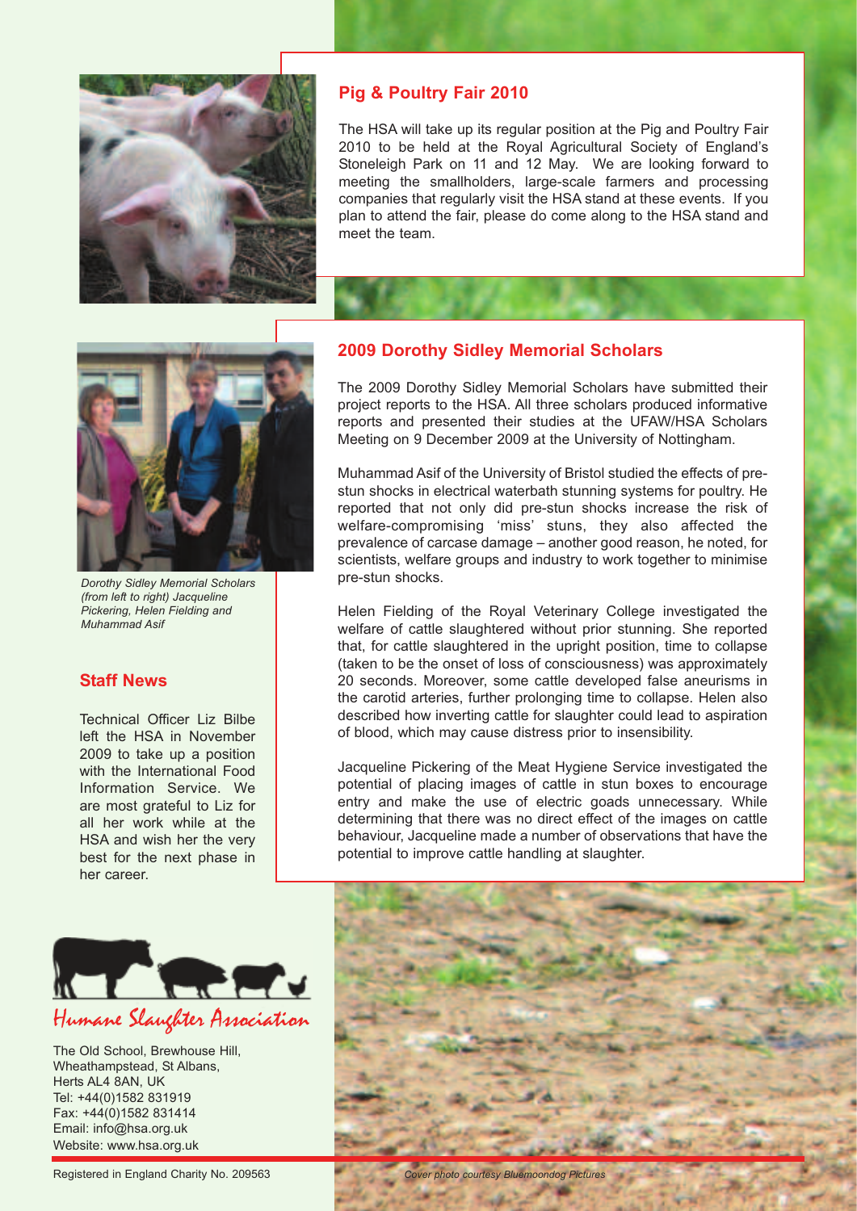## Pig & Poultry Fair 2010

The HSA will take up its regular position at the Pig and Poultry Fair 2010 to be held at the Royal Agricultural Society of England's Stoneleigh Park on 11 and 12 May. We are looking forward to meeting the smallholders, large-scale farmers and processing companies that regularly visit the HSA stand at these events. If you plan to attend the fair, please do come along to the HSA stand and meet the team.

## 2009 Dorothy Sidley Memorial Scholars

*Dorothy Sidley Memorial Scholars (from left to right) Jacqueline Pickering, Helen Fielding and Muhammad Asif*

The 2009 Dorothy Sidley Memorial Scholars have submitted their project reports to the HSA. All three scholars produced informative reports and presented their studies at the UFAW/HSA Scholars Meeting on 9 December 2009 at the University of Nottingham.

Muhammad Asif of the University of Bristol studied the effects of pre-stun shocks in electrical waterbath stunning systems for poultry. He reported that not only did pre-stun shocks increase the risk of welfare-compromising 'miss' stuns, they also affected the prevalence of carcase damage – another good reason, he noted, for scientists, welfare groups and industry to work together to minimise pre-stun shocks.

Helen Fielding of the Royal Veterinary College investigated the welfare of cattle slaughtered without prior stunning. She reported that, for cattle slaughtered in the upright position, time to collapse (taken to be the onset of loss of consciousness) was approximately 20 seconds. Moreover, some cattle developed false aneurisms in the carotid arteries, further prolonging time to collapse. Helen also described how inverting cattle for slaughter could lead to aspiration of blood, which may cause distress prior to insensibility.

Jacqueline Pickering of the Meat Hygiene Service investigated the potential of placing images of cattle in stun boxes to encourage entry and make the use of electric goads unnecessary. While determining that there was no direct effect of the images on cattle behaviour, Jacqueline made a number of observations that have the potential to improve cattle handling at slaughter.

## Staff News

Technical Officer Liz Bilbe left the HSA in November 2009 to take up a position with the International Food Information Service. We are most grateful to Liz for all her work while at the HSA and wish her the very best for the next phase in her career.

Humane Slaughter Association

The Old School, Brewhouse Hill,
Wheathampstead, St Albans,
Herts AL4 8AN, UK
Tel: +44(0)1582 831919
Fax: +44(0)1582 831414
Email: info@hsa.org.uk
Website: www.hsa.org.uk

Registered in England Charity No. 209563

*Cover photo courtesy Bluemoondog Pictures*